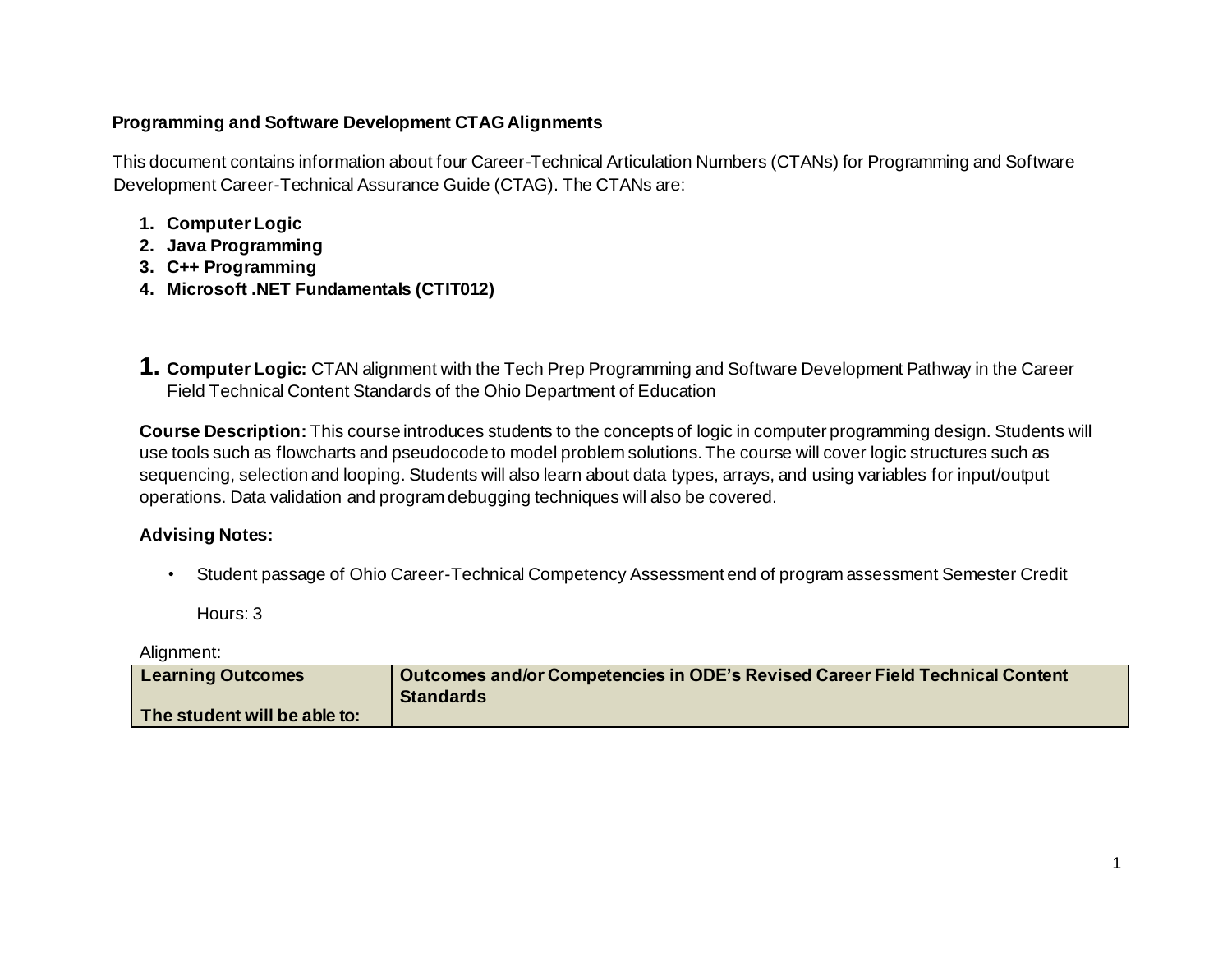**Programming and Software Development CTAG Alignments**

This document contains information about four Career-Technical Articulation Numbers (CTANs) for Programming and Software Development Career-Technical Assurance Guide (CTAG). The CTANs are:

1. **Computer Logic**
2. **Java Programming**
3. **C++ Programming**
4. **Microsoft .NET Fundamentals (CTIT012)**

## 1. **Computer Logic:** CTAN alignment with the Tech Prep Programming and Software Development Pathway in the Career Field Technical Content Standards of the Ohio Department of Education

**Course Description:** This course introduces students to the concepts of logic in computer programming design. Students will use tools such as flowcharts and pseudocode to model problem solutions. The course will cover logic structures such as sequencing, selection and looping. Students will also learn about data types, arrays, and using variables for input/output operations. Data validation and program debugging techniques will also be covered.

**Advising Notes:**

- Student passage of Ohio Career-Technical Competency Assessment end of program assessment Semester Credit

  Hours: 3

Alignment:

| **Learning Outcomes**<br><br>**The student will be able to:** | **Outcomes and/or Competencies in ODE's Revised Career Field Technical Content Standards** |
| --- | --- |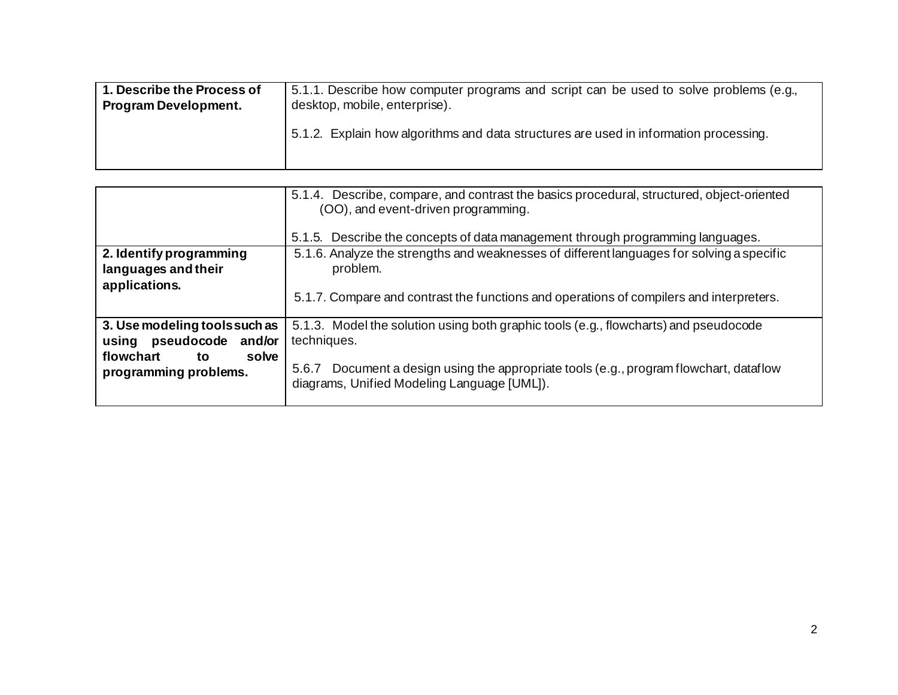| 1. Describe the Process of Program Development. | 5.1.1. Describe how computer programs and script can be used to solve problems (e.g., desktop, mobile, enterprise).<br><br>5.1.2. Explain how algorithms and data structures are used in information processing. |
|---|---|
| | 5.1.4. Describe, compare, and contrast the basics procedural, structured, object-oriented (OO), and event-driven programming.<br><br>5.1.5. Describe the concepts of data management through programming languages. |
| **2. Identify programming languages and their applications.** | 5.1.6. Analyze the strengths and weaknesses of different languages for solving a specific problem.<br><br>5.1.7. Compare and contrast the functions and operations of compilers and interpreters. |
| **3. Use modeling tools such as using pseudocode and/or flowchart to solve programming problems.** | 5.1.3. Model the solution using both graphic tools (e.g., flowcharts) and pseudocode techniques.<br><br>5.6.7 Document a design using the appropriate tools (e.g., program flowchart, dataflow diagrams, Unified Modeling Language [UML]). |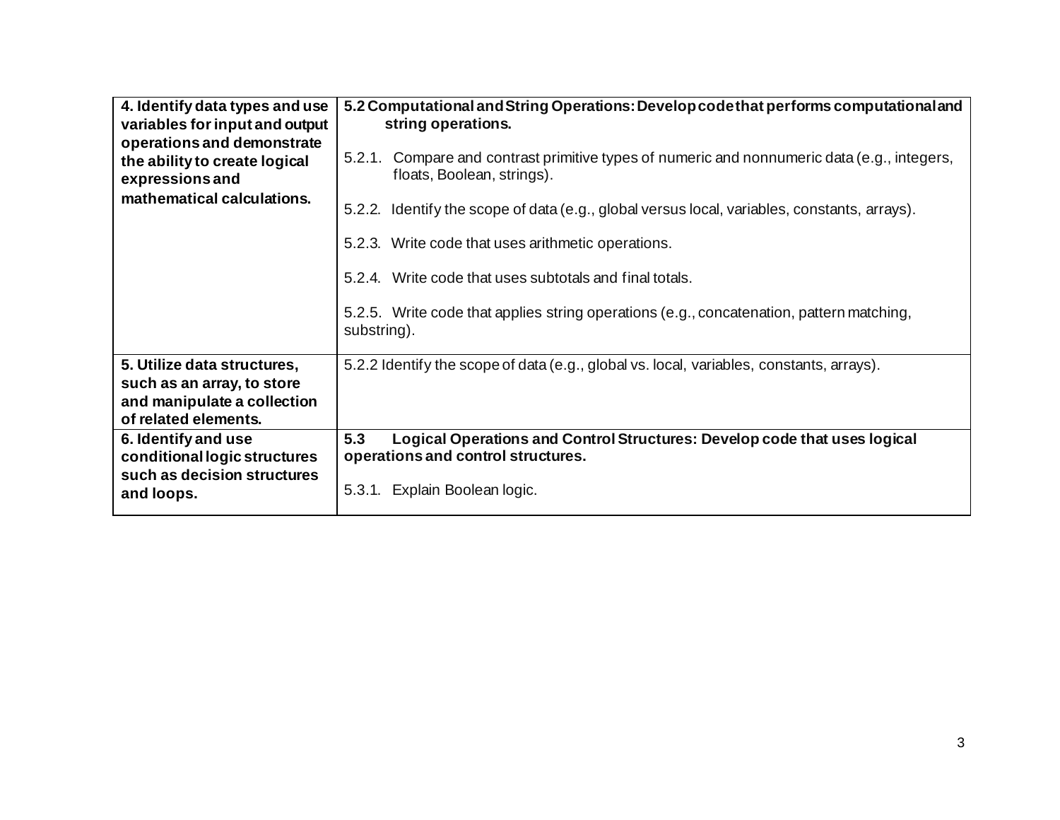| | |
|---|---|
| **4. Identify data types and use variables for input and output operations and demonstrate the ability to create logical expressions and mathematical calculations.** | **5.2 Computational and String Operations: Develop code that performs computational and string operations.**<br><br>5.2.1. Compare and contrast primitive types of numeric and nonnumeric data (e.g., integers, floats, Boolean, strings).<br><br>5.2.2. Identify the scope of data (e.g., global versus local, variables, constants, arrays).<br><br>5.2.3. Write code that uses arithmetic operations.<br><br>5.2.4. Write code that uses subtotals and final totals.<br><br>5.2.5. Write code that applies string operations (e.g., concatenation, pattern matching, substring). |
| **5. Utilize data structures, such as an array, to store and manipulate a collection of related elements.** | 5.2.2 Identify the scope of data (e.g., global vs. local, variables, constants, arrays). |
| **6. Identify and use conditional logic structures such as decision structures and loops.** | **5.3 Logical Operations and Control Structures: Develop code that uses logical operations and control structures.**<br><br>5.3.1. Explain Boolean logic. |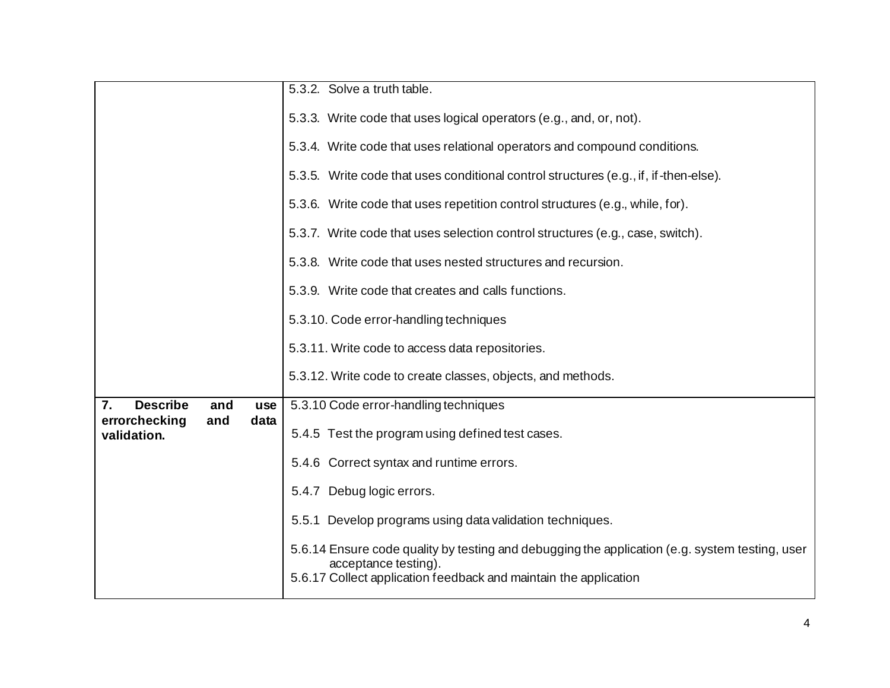| | |
|---|---|
| | 5.3.2. Solve a truth table.<br><br>5.3.3. Write code that uses logical operators (e.g., and, or, not).<br><br>5.3.4. Write code that uses relational operators and compound conditions.<br><br>5.3.5. Write code that uses conditional control structures (e.g., if, if-then-else).<br><br>5.3.6. Write code that uses repetition control structures (e.g., while, for).<br><br>5.3.7. Write code that uses selection control structures (e.g., case, switch).<br><br>5.3.8. Write code that uses nested structures and recursion.<br><br>5.3.9. Write code that creates and calls functions.<br><br>5.3.10. Code error-handling techniques<br><br>5.3.11. Write code to access data repositories.<br><br>5.3.12. Write code to create classes, objects, and methods. |
| **7. Describe and use errorchecking and data validation.** | 5.3.10 Code error-handling techniques<br><br>5.4.5 Test the program using defined test cases.<br><br>5.4.6 Correct syntax and runtime errors.<br><br>5.4.7 Debug logic errors.<br><br>5.5.1 Develop programs using data validation techniques.<br><br>5.6.14 Ensure code quality by testing and debugging the application (e.g. system testing, user acceptance testing).<br>5.6.17 Collect application feedback and maintain the application |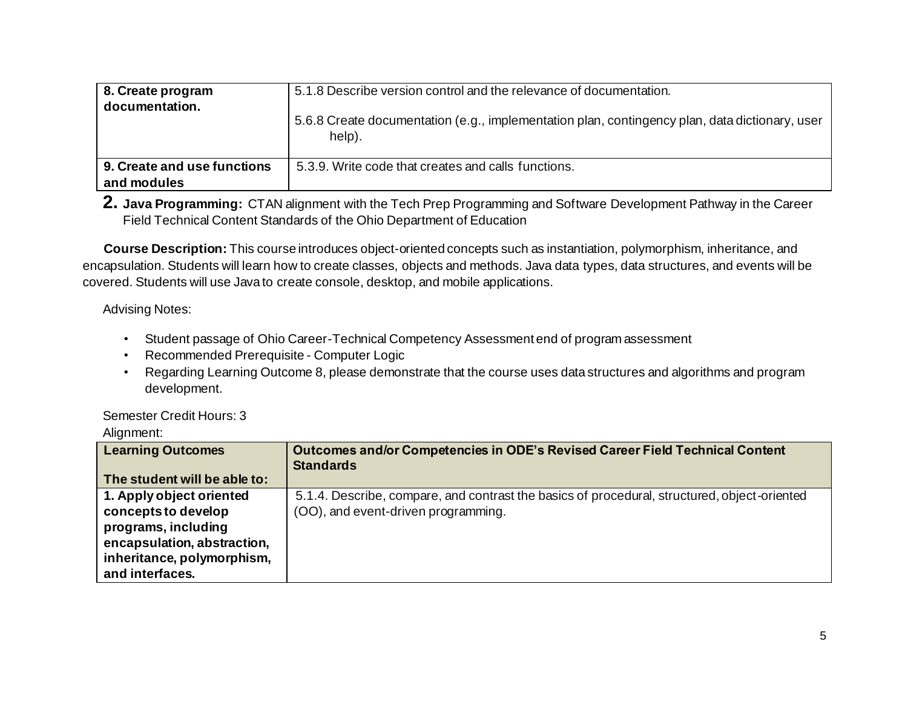| | |
|---|---|
| **8. Create program documentation.** | 5.1.8 Describe version control and the relevance of documentation.<br><br>5.6.8 Create documentation (e.g., implementation plan, contingency plan, data dictionary, user help). |
| **9. Create and use functions and modules** | 5.3.9. Write code that creates and calls functions. |

## 2. **Java Programming:** CTAN alignment with the Tech Prep Programming and Software Development Pathway in the Career Field Technical Content Standards of the Ohio Department of Education

**Course Description:** This course introduces object-oriented concepts such as instantiation, polymorphism, inheritance, and encapsulation. Students will learn how to create classes, objects and methods. Java data types, data structures, and events will be covered. Students will use Java to create console, desktop, and mobile applications.

Advising Notes:

- Student passage of Ohio Career-Technical Competency Assessment end of program assessment
- Recommended Prerequisite - Computer Logic
- Regarding Learning Outcome 8, please demonstrate that the course uses data structures and algorithms and program development.

Semester Credit Hours: 3

Alignment:

| **Learning Outcomes**<br><br>**The student will be able to:** | **Outcomes and/or Competencies in ODE's Revised Career Field Technical Content Standards** |
|---|---|
| **1. Apply object oriented concepts to develop programs, including encapsulation, abstraction, inheritance, polymorphism, and interfaces.** | 5.1.4. Describe, compare, and contrast the basics of procedural, structured, object-oriented (OO), and event-driven programming. |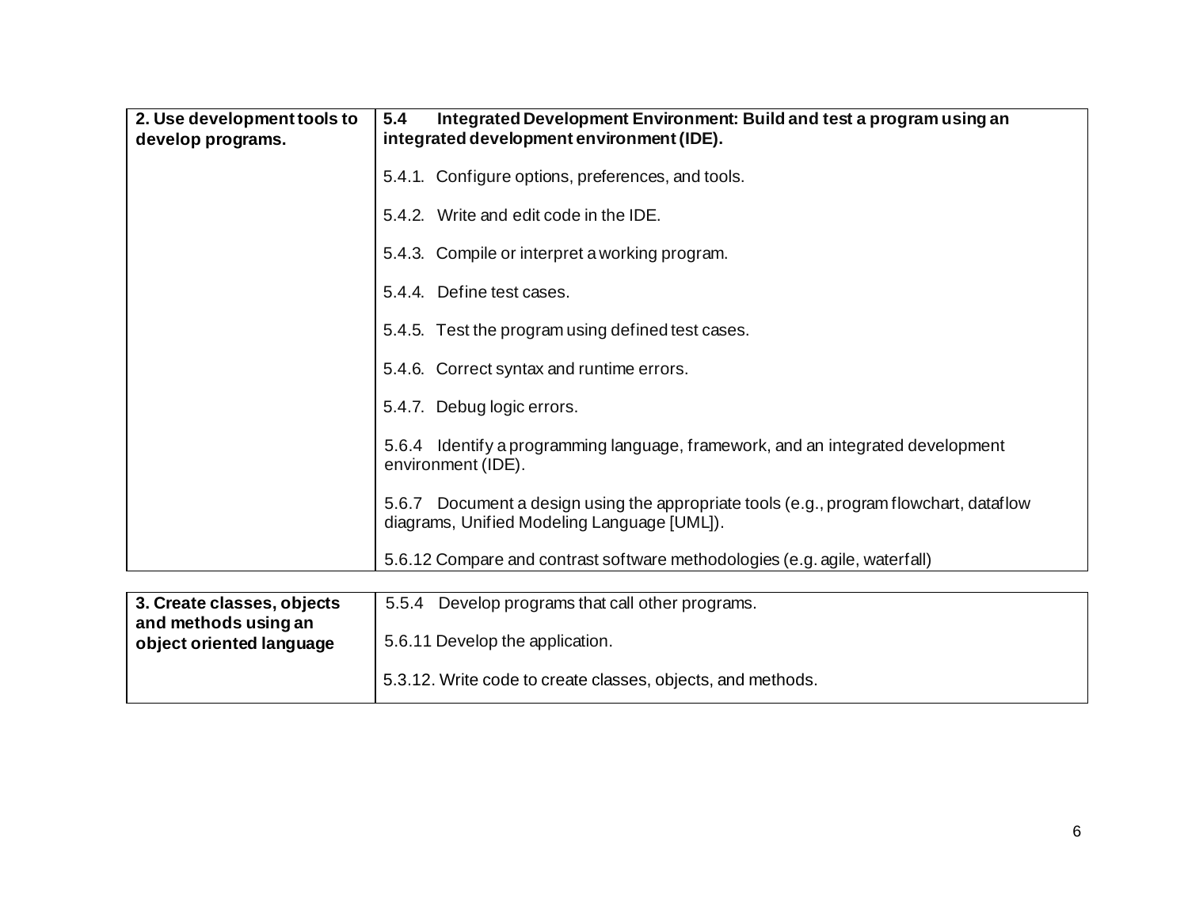| 2. Use development tools to develop programs. | **5.4 Integrated Development Environment: Build and test a program using an integrated development environment (IDE).**<br><br>5.4.1. Configure options, preferences, and tools.<br><br>5.4.2. Write and edit code in the IDE.<br><br>5.4.3. Compile or interpret a working program.<br><br>5.4.4. Define test cases.<br><br>5.4.5. Test the program using defined test cases.<br><br>5.4.6. Correct syntax and runtime errors.<br><br>5.4.7. Debug logic errors.<br><br>5.6.4 Identify a programming language, framework, and an integrated development environment (IDE).<br><br>5.6.7 Document a design using the appropriate tools (e.g., program flowchart, dataflow diagrams, Unified Modeling Language [UML]).<br><br>5.6.12 Compare and contrast software methodologies (e.g. agile, waterfall) |
|---|---|

| 3. Create classes, objects and methods using an object oriented language | 5.5.4 Develop programs that call other programs.<br><br>5.6.11 Develop the application.<br><br>5.3.12. Write code to create classes, objects, and methods. |
|---|---|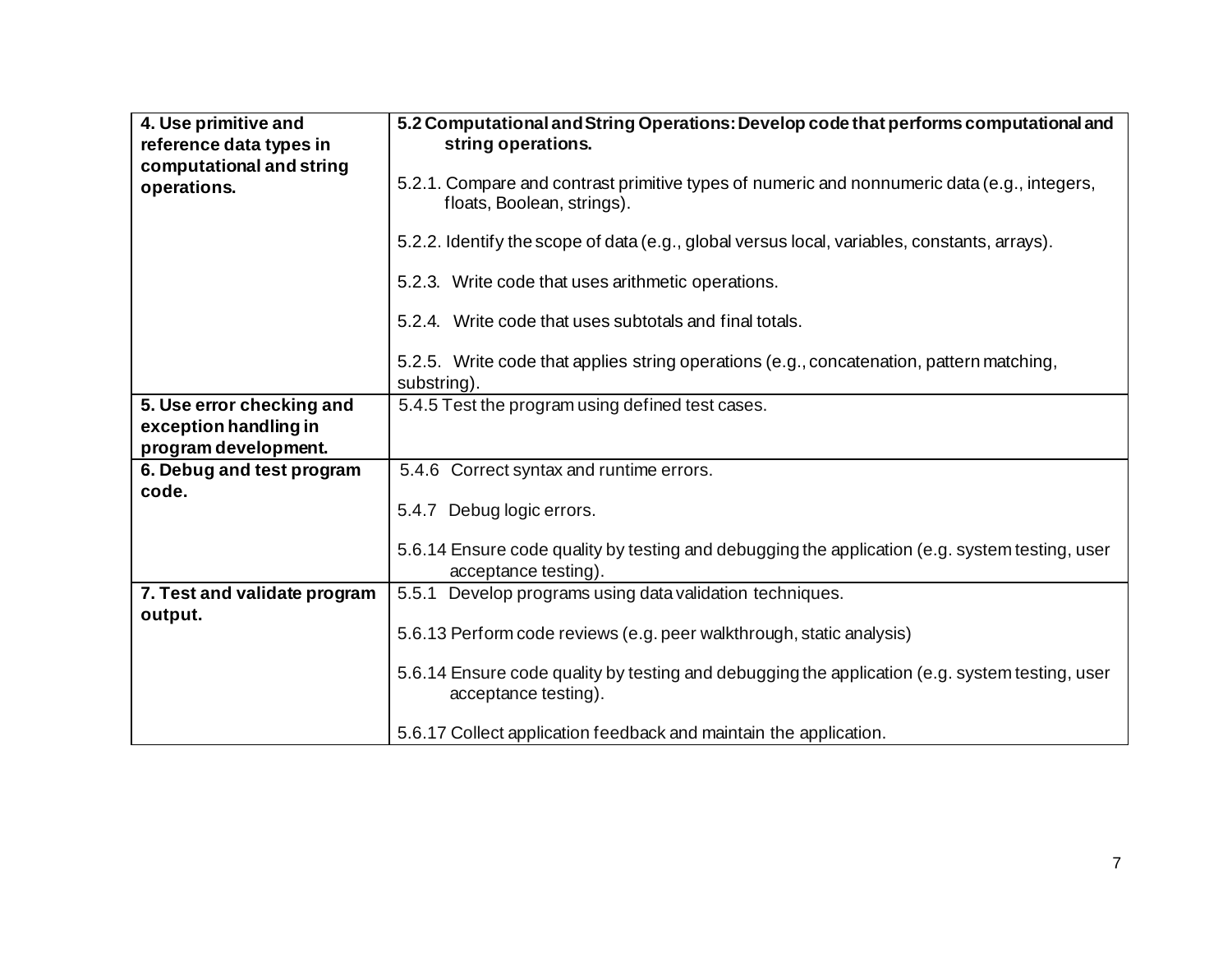| **4. Use primitive and reference data types in computational and string operations.** | **5.2 Computational and String Operations: Develop code that performs computational and string operations.**<br><br>5.2.1. Compare and contrast primitive types of numeric and nonnumeric data (e.g., integers, floats, Boolean, strings).<br><br>5.2.2. Identify the scope of data (e.g., global versus local, variables, constants, arrays).<br><br>5.2.3. Write code that uses arithmetic operations.<br><br>5.2.4. Write code that uses subtotals and final totals.<br><br>5.2.5. Write code that applies string operations (e.g., concatenation, pattern matching, substring). |
|---|---|
| **5. Use error checking and exception handling in program development.** | 5.4.5 Test the program using defined test cases. |
| **6. Debug and test program code.** | 5.4.6 Correct syntax and runtime errors.<br><br>5.4.7 Debug logic errors.<br><br>5.6.14 Ensure code quality by testing and debugging the application (e.g. system testing, user acceptance testing). |
| **7. Test and validate program output.** | 5.5.1 Develop programs using data validation techniques.<br><br>5.6.13 Perform code reviews (e.g. peer walkthrough, static analysis)<br><br>5.6.14 Ensure code quality by testing and debugging the application (e.g. system testing, user acceptance testing).<br><br>5.6.17 Collect application feedback and maintain the application. |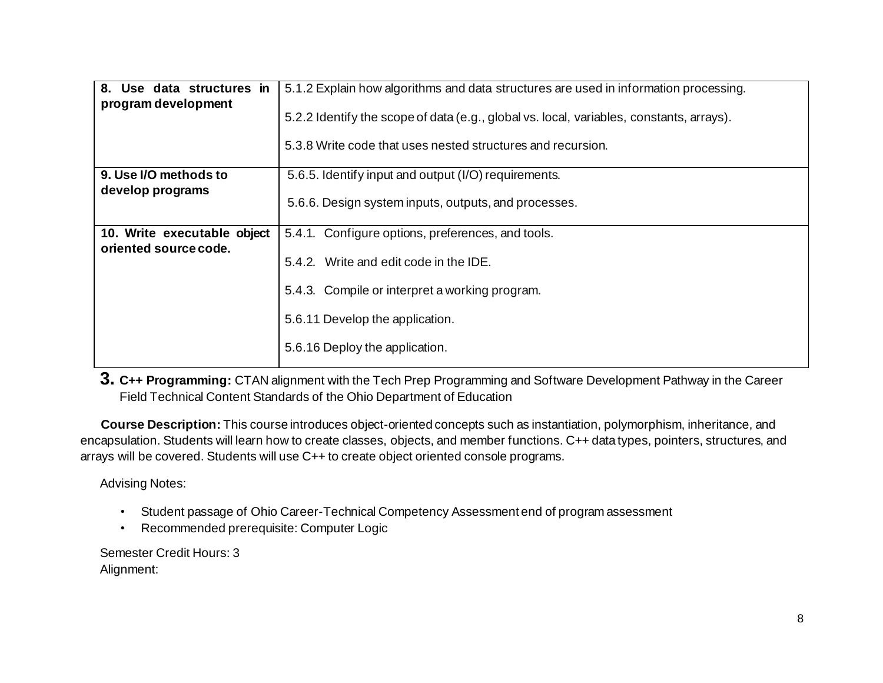| | |
|---|---|
| **8. Use data structures in program development** | 5.1.2 Explain how algorithms and data structures are used in information processing.<br><br>5.2.2 Identify the scope of data (e.g., global vs. local, variables, constants, arrays).<br><br>5.3.8 Write code that uses nested structures and recursion. |
| **9. Use I/O methods to develop programs** | 5.6.5. Identify input and output (I/O) requirements.<br><br>5.6.6. Design system inputs, outputs, and processes. |
| **10. Write executable object oriented source code.** | 5.4.1. Configure options, preferences, and tools.<br><br>5.4.2. Write and edit code in the IDE.<br><br>5.4.3. Compile or interpret a working program.<br><br>5.6.11 Develop the application.<br><br>5.6.16 Deploy the application. |

**3. C++ Programming:** CTAN alignment with the Tech Prep Programming and Software Development Pathway in the Career Field Technical Content Standards of the Ohio Department of Education

**Course Description:** This course introduces object-oriented concepts such as instantiation, polymorphism, inheritance, and encapsulation. Students will learn how to create classes, objects, and member functions. C++ data types, pointers, structures, and arrays will be covered. Students will use C++ to create object oriented console programs.

Advising Notes:

- Student passage of Ohio Career-Technical Competency Assessment end of program assessment
- Recommended prerequisite: Computer Logic

Semester Credit Hours: 3
Alignment: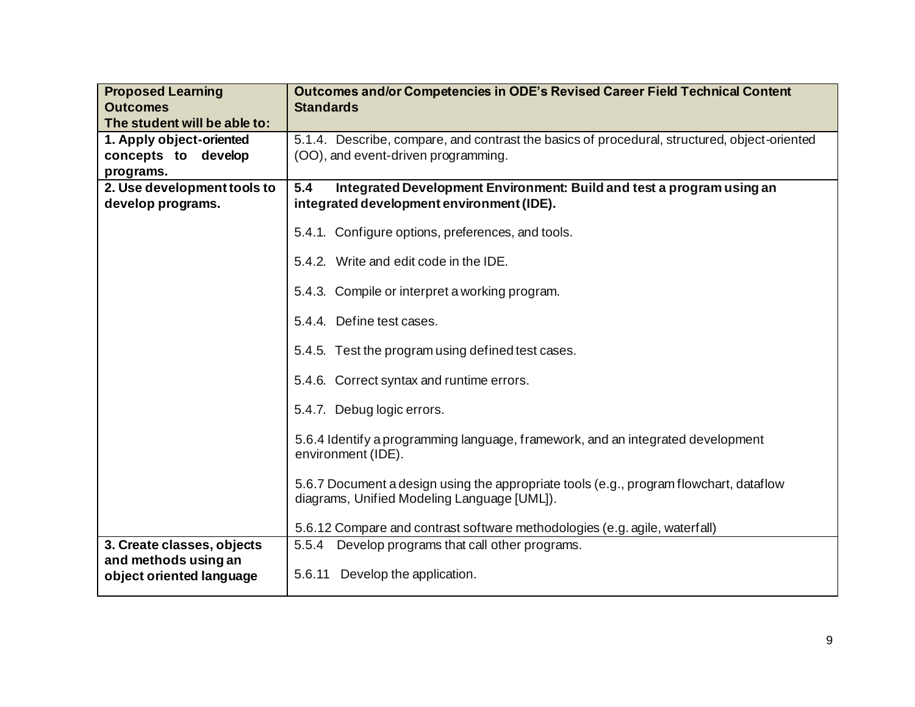| **Proposed Learning Outcomes**<br>**The student will be able to:** | **Outcomes and/or Competencies in ODE's Revised Career Field Technical Content Standards** |
|---|---|
| **1. Apply object-oriented concepts to develop programs.** | 5.1.4. Describe, compare, and contrast the basics of procedural, structured, object-oriented (OO), and event-driven programming. |
| **2. Use development tools to develop programs.** | **5.4 Integrated Development Environment: Build and test a program using an integrated development environment (IDE).**<br><br>5.4.1. Configure options, preferences, and tools.<br><br>5.4.2. Write and edit code in the IDE.<br><br>5.4.3. Compile or interpret a working program.<br><br>5.4.4. Define test cases.<br><br>5.4.5. Test the program using defined test cases.<br><br>5.4.6. Correct syntax and runtime errors.<br><br>5.4.7. Debug logic errors.<br><br>5.6.4 Identify a programming language, framework, and an integrated development environment (IDE).<br><br>5.6.7 Document a design using the appropriate tools (e.g., program flowchart, dataflow diagrams, Unified Modeling Language [UML]).<br><br>5.6.12 Compare and contrast software methodologies (e.g. agile, waterfall) |
| **3. Create classes, objects and methods using an object oriented language** | 5.5.4 Develop programs that call other programs.<br><br>5.6.11 Develop the application. |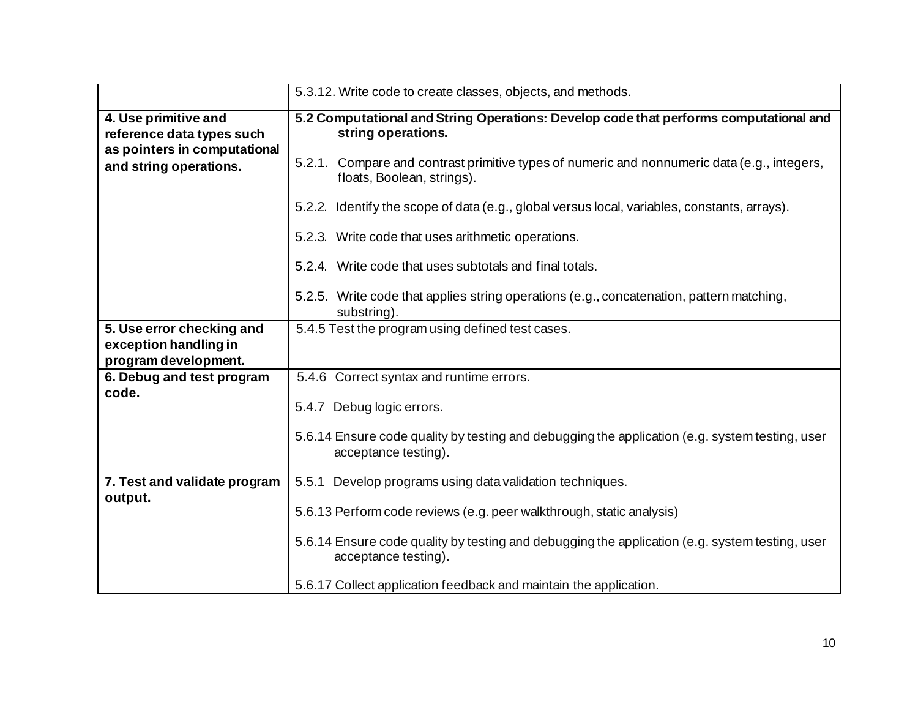| | |
|---|---|
| | 5.3.12. Write code to create classes, objects, and methods. |
| **4. Use primitive and reference data types such as pointers in computational and string operations.** | **5.2 Computational and String Operations: Develop code that performs computational and string operations.**<br><br>5.2.1. Compare and contrast primitive types of numeric and nonnumeric data (e.g., integers, floats, Boolean, strings).<br><br>5.2.2. Identify the scope of data (e.g., global versus local, variables, constants, arrays).<br><br>5.2.3. Write code that uses arithmetic operations.<br><br>5.2.4. Write code that uses subtotals and final totals.<br><br>5.2.5. Write code that applies string operations (e.g., concatenation, pattern matching, substring). |
| **5. Use error checking and exception handling in program development.** | 5.4.5 Test the program using defined test cases. |
| **6. Debug and test program code.** | 5.4.6 Correct syntax and runtime errors.<br><br>5.4.7 Debug logic errors.<br><br>5.6.14 Ensure code quality by testing and debugging the application (e.g. system testing, user acceptance testing). |
| **7. Test and validate program output.** | 5.5.1 Develop programs using data validation techniques.<br><br>5.6.13 Perform code reviews (e.g. peer walkthrough, static analysis)<br><br>5.6.14 Ensure code quality by testing and debugging the application (e.g. system testing, user acceptance testing).<br><br>5.6.17 Collect application feedback and maintain the application. |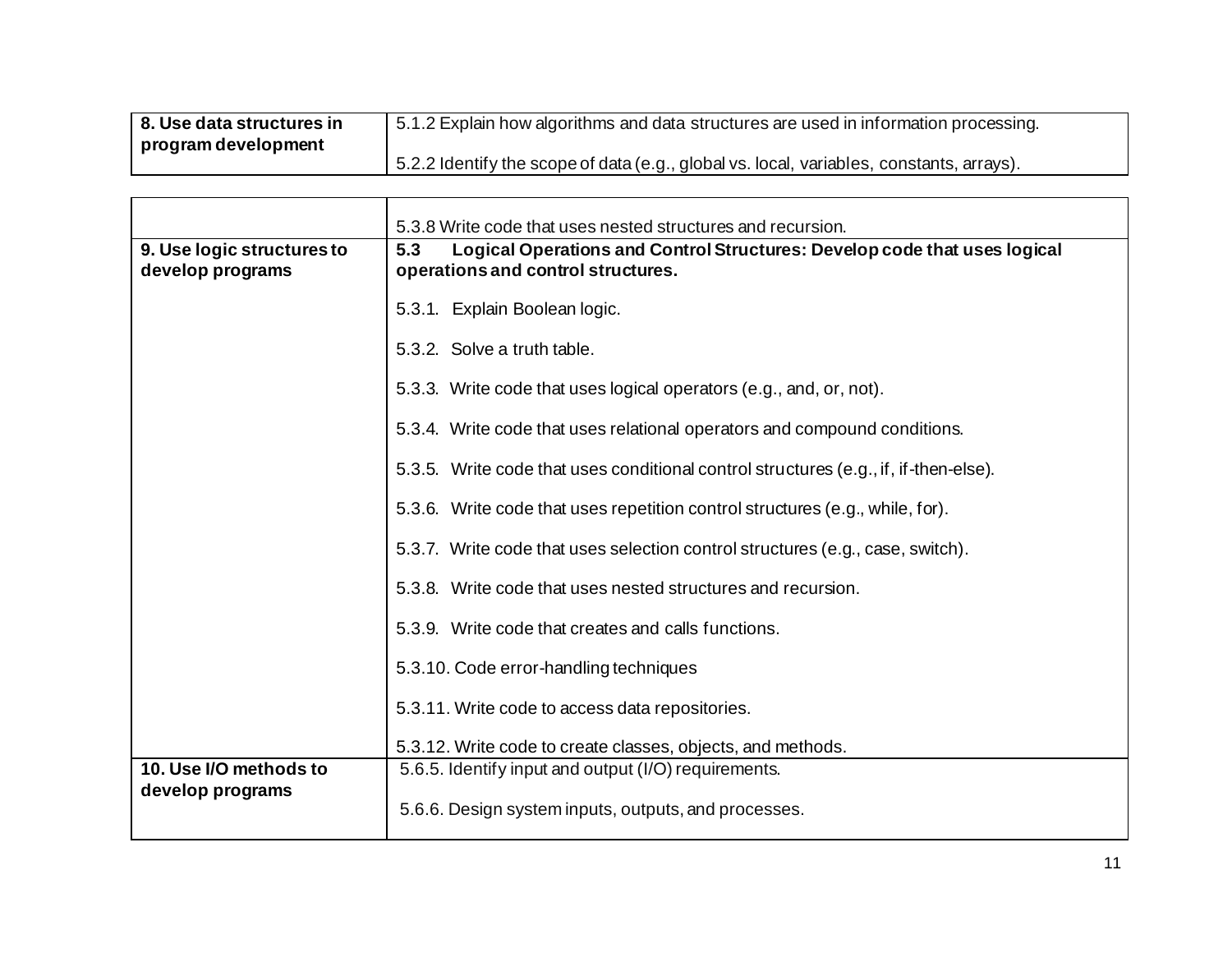| | |
|---|---|
| **8. Use data structures in program development** | 5.1.2 Explain how algorithms and data structures are used in information processing.<br><br>5.2.2 Identify the scope of data (e.g., global vs. local, variables, constants, arrays). |

| | |
|---|---|
| | 5.3.8 Write code that uses nested structures and recursion. |
| **9. Use logic structures to develop programs** | **5.3 Logical Operations and Control Structures: Develop code that uses logical operations and control structures.**<br><br>5.3.1. Explain Boolean logic.<br><br>5.3.2. Solve a truth table.<br><br>5.3.3. Write code that uses logical operators (e.g., and, or, not).<br><br>5.3.4. Write code that uses relational operators and compound conditions.<br><br>5.3.5. Write code that uses conditional control structures (e.g., if, if-then-else).<br><br>5.3.6. Write code that uses repetition control structures (e.g., while, for).<br><br>5.3.7. Write code that uses selection control structures (e.g., case, switch).<br><br>5.3.8. Write code that uses nested structures and recursion.<br><br>5.3.9. Write code that creates and calls functions.<br><br>5.3.10. Code error-handling techniques<br><br>5.3.11. Write code to access data repositories.<br><br>5.3.12. Write code to create classes, objects, and methods. |
| **10. Use I/O methods to develop programs** | 5.6.5. Identify input and output (I/O) requirements.<br><br>5.6.6. Design system inputs, outputs, and processes. |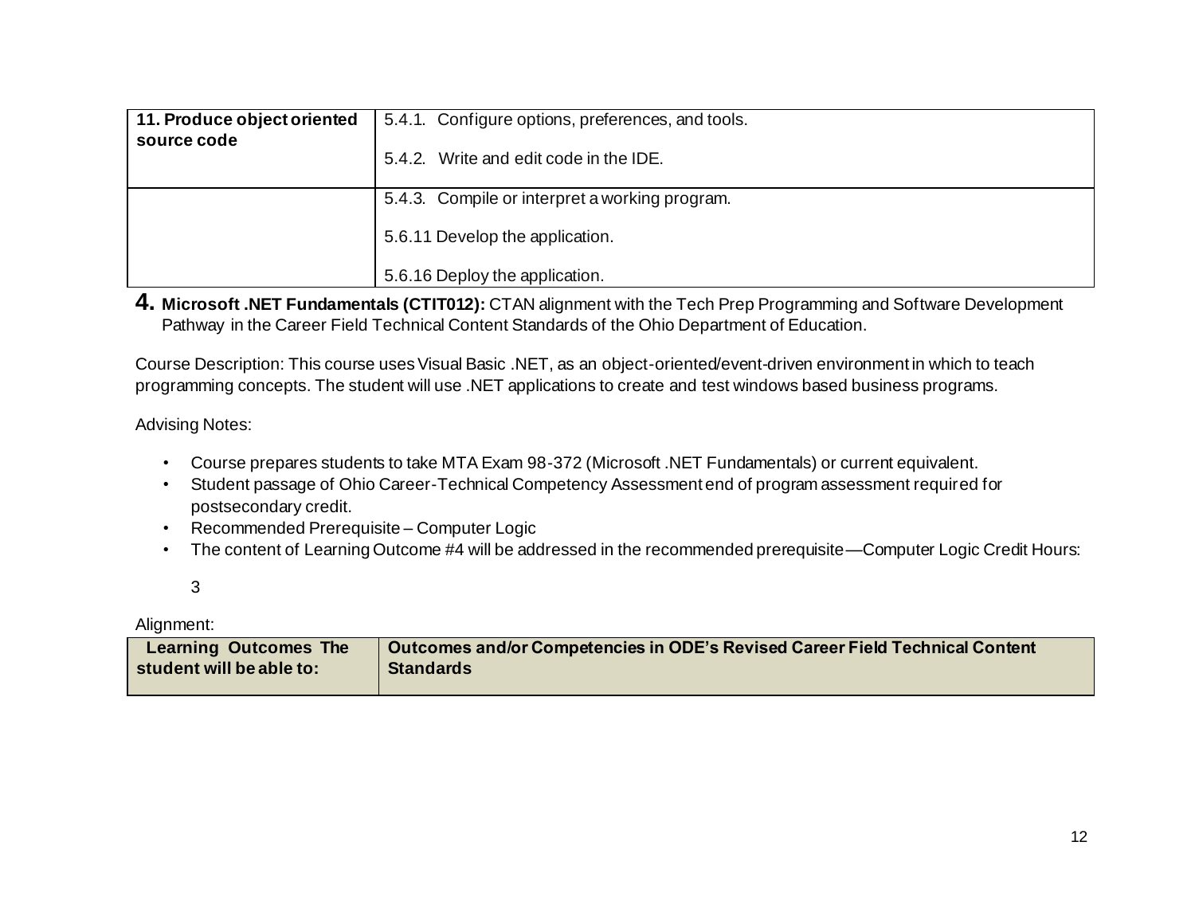| 11. Produce object oriented source code | 5.4.1. Configure options, preferences, and tools.<br><br>5.4.2. Write and edit code in the IDE. |
|---|---|
| | 5.4.3. Compile or interpret a working program.<br><br>5.6.11 Develop the application.<br><br>5.6.16 Deploy the application. |

**4. Microsoft .NET Fundamentals (CTIT012):** CTAN alignment with the Tech Prep Programming and Software Development Pathway in the Career Field Technical Content Standards of the Ohio Department of Education.

Course Description: This course uses Visual Basic .NET, as an object-oriented/event-driven environment in which to teach programming concepts. The student will use .NET applications to create and test windows based business programs.

Advising Notes:

- Course prepares students to take MTA Exam 98-372 (Microsoft .NET Fundamentals) or current equivalent.
- Student passage of Ohio Career-Technical Competency Assessment end of program assessment required for postsecondary credit.
- Recommended Prerequisite – Computer Logic
- The content of Learning Outcome #4 will be addressed in the recommended prerequisite—Computer Logic Credit Hours:

  3

Alignment:

| Learning Outcomes The student will be able to: | Outcomes and/or Competencies in ODE's Revised Career Field Technical Content Standards |
|---|---|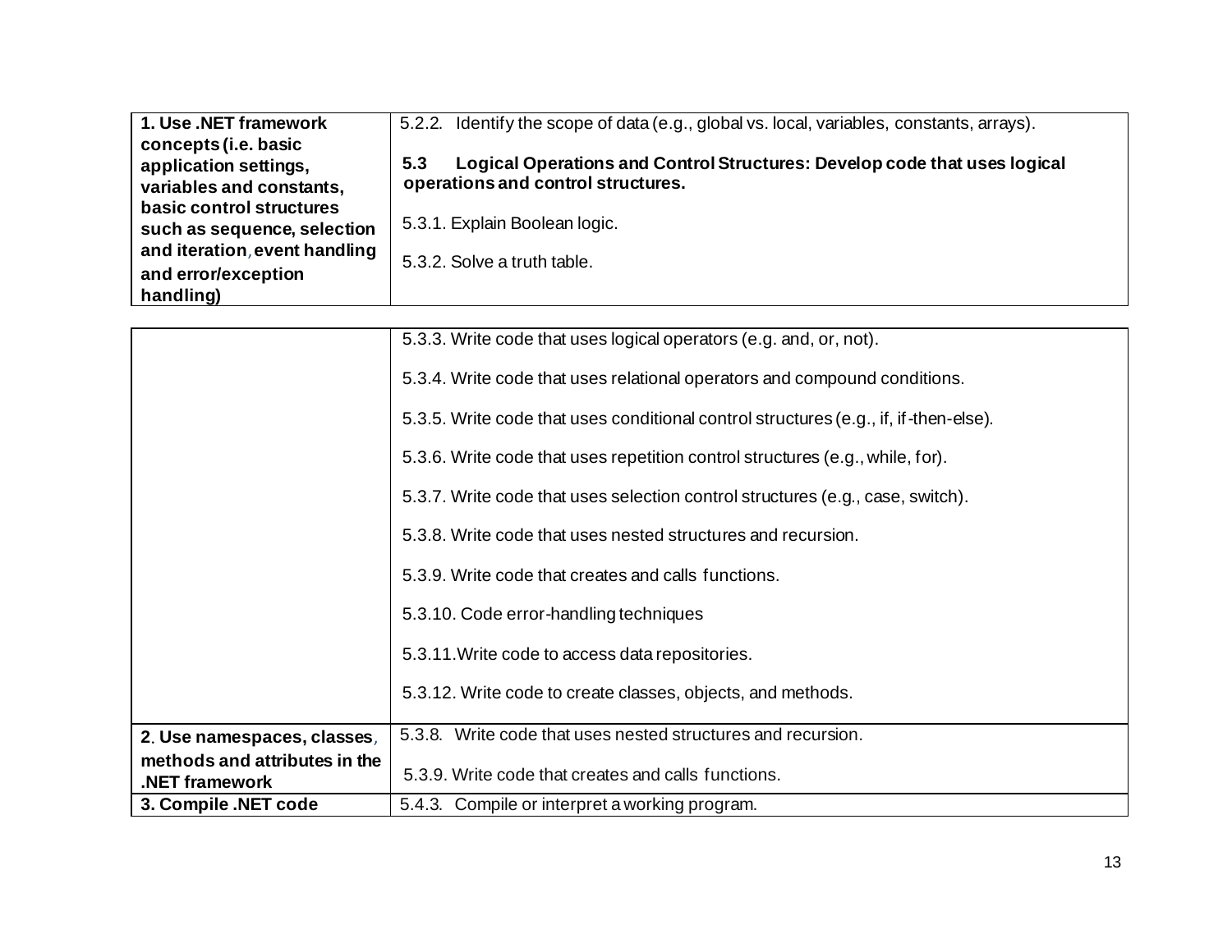| | |
|---|---|
| **1. Use .NET framework concepts (i.e. basic application settings, variables and constants, basic control structures such as sequence, selection and iteration, event handling and error/exception handling)** | 5.2.2. Identify the scope of data (e.g., global vs. local, variables, constants, arrays).<br><br>**5.3 Logical Operations and Control Structures: Develop code that uses logical operations and control structures.**<br><br>5.3.1. Explain Boolean logic.<br><br>5.3.2. Solve a truth table. |
| | 5.3.3. Write code that uses logical operators (e.g. and, or, not).<br><br>5.3.4. Write code that uses relational operators and compound conditions.<br><br>5.3.5. Write code that uses conditional control structures (e.g., if, if-then-else).<br><br>5.3.6. Write code that uses repetition control structures (e.g., while, for).<br><br>5.3.7. Write code that uses selection control structures (e.g., case, switch).<br><br>5.3.8. Write code that uses nested structures and recursion.<br><br>5.3.9. Write code that creates and calls functions.<br><br>5.3.10. Code error-handling techniques<br><br>5.3.11. Write code to access data repositories.<br><br>5.3.12. Write code to create classes, objects, and methods. |
| **2. Use namespaces, classes, methods and attributes in the .NET framework** | 5.3.8. Write code that uses nested structures and recursion.<br><br>5.3.9. Write code that creates and calls functions. |
| **3. Compile .NET code** | 5.4.3. Compile or interpret a working program. |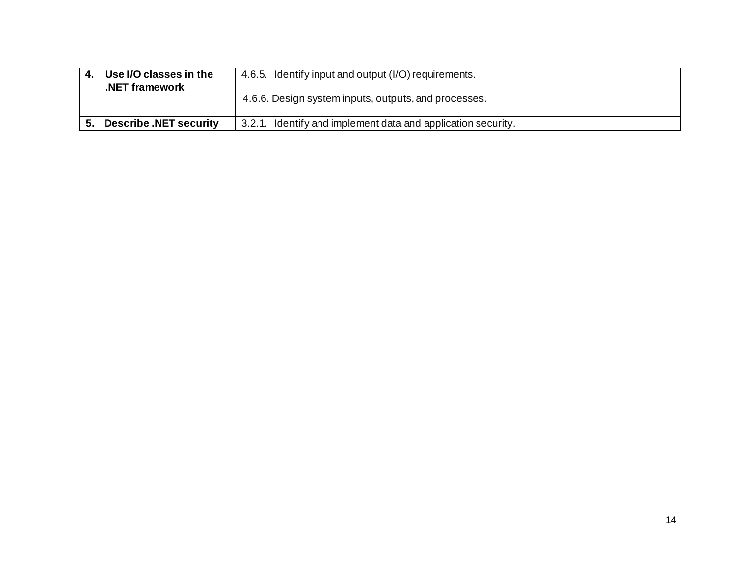| | |
|---|---|
| **4. Use I/O classes in the .NET framework** | 4.6.5. Identify input and output (I/O) requirements.<br><br>4.6.6. Design system inputs, outputs, and processes. |
| **5. Describe .NET security** | 3.2.1. Identify and implement data and application security. |